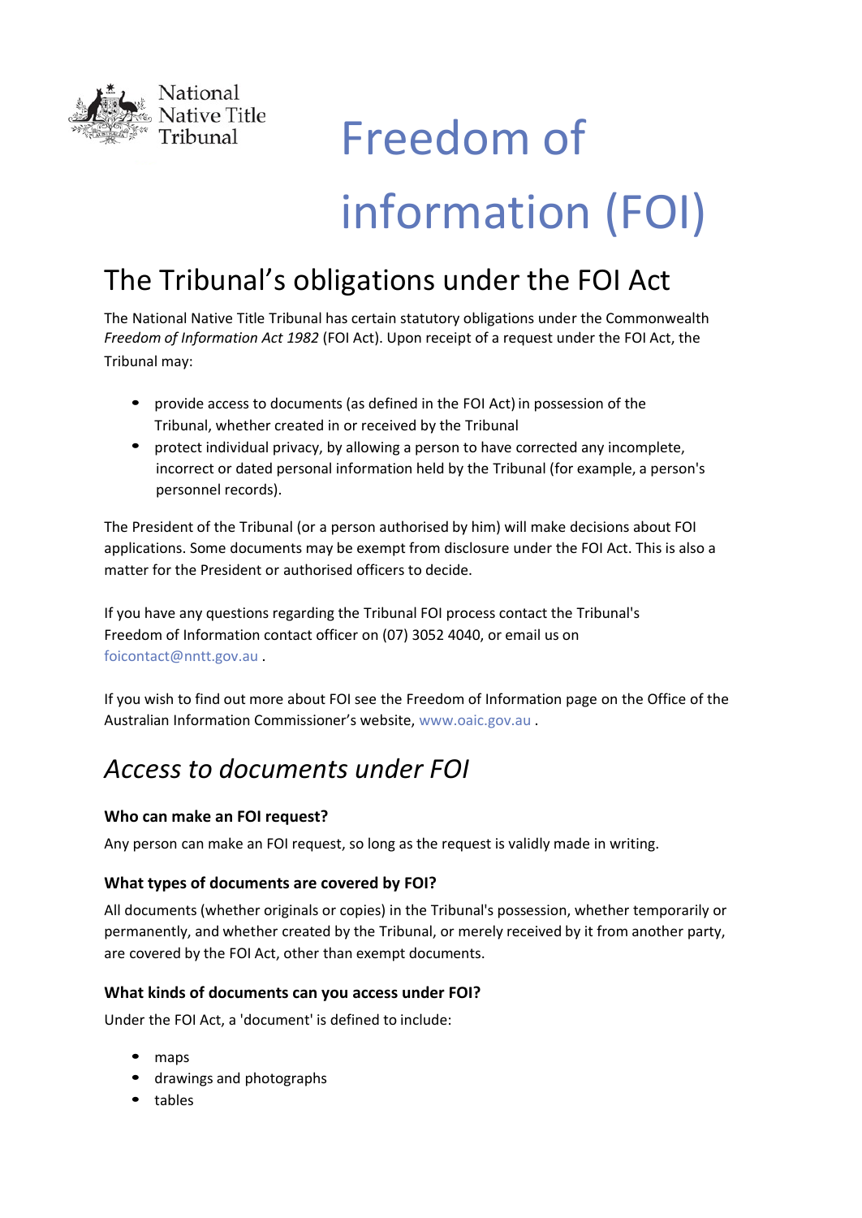National Native Title Tribunal

# Freedom of information (FOI)

## The Tribunal's obligations under the FOI Act

The National Native Title Tribunal has certain statutory obligations under the Commonwealth *Freedom of Information Act 1982* (FOI Act). Upon receipt of a request under the FOI Act, the Tribunal may:

- provide access to documents (as defined in the FOI Act) in possession of the Tribunal, whether created in or received by the Tribunal
- protect individual privacy, by allowing a person to have corrected any incomplete, incorrect or dated personal information held by the Tribunal (for example, a person's personnel records).

The President of the Tribunal (or a person authorised by him) will make decisions about FOI applications. Some documents may be exempt from disclosure under the FOI Act. This is also a matter for the President or authorised officers to decide.

If you have any questions regarding the Tribunal FOI process contact the Tribunal's Freedom of Information contact officer on (07) 3052 4040, or email us on foicontact@nntt.gov.au .

If you wish to find out more about FOI see the Freedom of Information page on the Office of the Australian Information Commissioner's website, www.oaic.gov.au .

## *Access to documents under FOI*

### Who can make an FOI request?

Any person can make an FOI request, so long as the request is validly made in writing.

### What types of documents are covered by FOI?

All documents (whether originals or copies) in the Tribunal's possession, whether temporarily or permanently, and whether created by the Tribunal, or merely received by it from another party, are covered by the FOI Act, other than exempt documents.

### What kinds of documents can you access under FOI?

Under the FOI Act, a 'document' is defined to include:

- maps
- drawings and photographs
- tables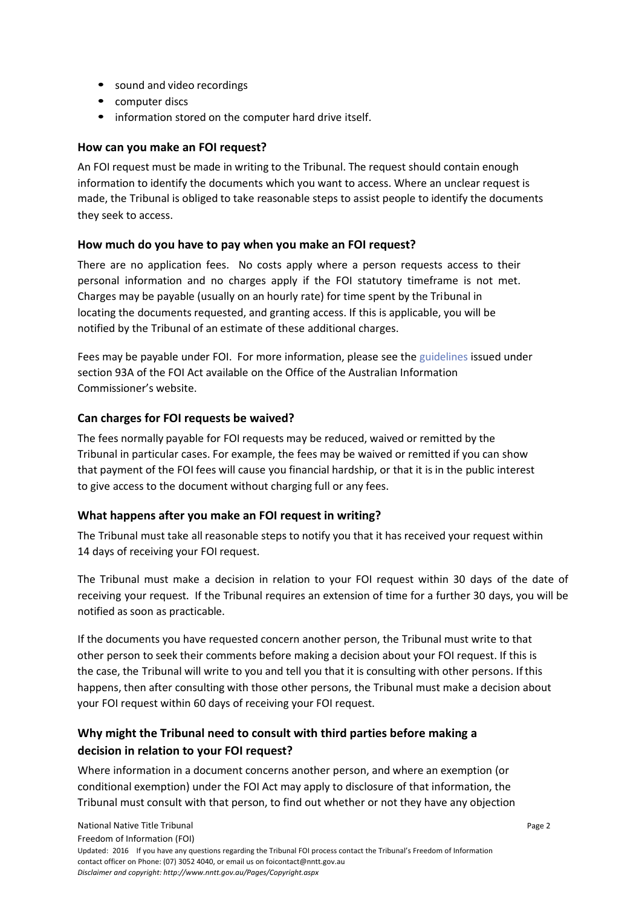- sound and video recordings
- computer discs
- information stored on the computer hard drive itself.

### How can you make an FOI request?

An FOI request must be made in writing to the Tribunal. The request should contain enough information to identify the documents which you want to access. Where an unclear request is made, the Tribunal is obliged to take reasonable steps to assist people to identify the documents they seek to access.

### How much do you have to pay when you make an FOI request?

There are no application fees. No costs apply where a person requests access to their personal information and no charges apply if the FOI statutory timeframe is not met. Charges may be payable (usually on an hourly rate) for time spent by the Tribunal in locating the documents requested, and granting access. If this is applicable, you will be notified by the Tribunal of an estimate of these additional charges.

Fees may be payable under FOI. For more information, please see the guidelines issued under section 93A of the FOI Act available on the Office of the Australian Information Commissioner's website.

### Can charges for FOI requests be waived?

The fees normally payable for FOI requests may be reduced, waived or remitted by the Tribunal in particular cases. For example, the fees may be waived or remitted if you can show that payment of the FOI fees will cause you financial hardship, or that it is in the public interest to give access to the document without charging full or any fees.

### What happens after you make an FOI request in writing?

The Tribunal must take all reasonable steps to notify you that it has received your request within 14 days of receiving your FOI request.

The Tribunal must make a decision in relation to your FOI request within 30 days of the date of receiving your request. If the Tribunal requires an extension of time for a further 30 days, you will be notified as soon as practicable.

If the documents you have requested concern another person, the Tribunal must write to that other person to seek their comments before making a decision about your FOI request. If this is the case, the Tribunal will write to you and tell you that it is consulting with other persons. If this happens, then after consulting with those other persons, the Tribunal must make a decision about your FOI request within 60 days of receiving your FOI request.

### Why might the Tribunal need to consult with third parties before making a decision in relation to your FOI request?

Where information in a document concerns another person, and where an exemption (or conditional exemption) under the FOI Act may apply to disclosure of that information, the Tribunal must consult with that person, to find out whether or not they have any objection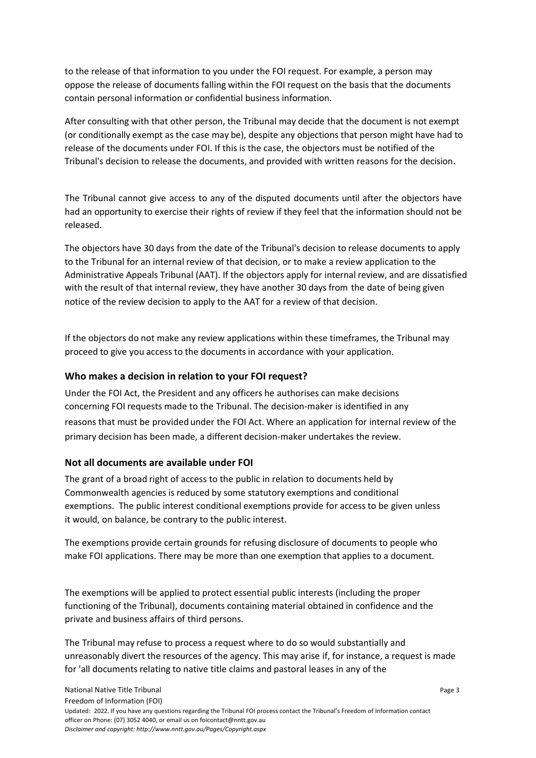to the release of that information to you under the FOI request. For example, a person may oppose the release of documents falling within the FOI request on the basis that the documents contain personal information or confidential business information.

After consulting with that other person, the Tribunal may decide that the document is not exempt (or conditionally exempt as the case may be), despite any objections that person might have had to release of the documents under FOI. If this is the case, the objectors must be notified of the Tribunal's decision to release the documents, and provided with written reasons for the decision.

The Tribunal cannot give access to any of the disputed documents until after the objectors have had an opportunity to exercise their rights of review if they feel that the information should not be released.

The objectors have 30 days from the date of the Tribunal's decision to release documents to apply to the Tribunal for an internal review of that decision, or to make a review application to the Administrative Appeals Tribunal (AAT). If the objectors apply for internal review, and are dissatisfied with the result of that internal review, they have another 30 days from the date of being given notice of the review decision to apply to the AAT for a review of that decision.

If the objectors do not make any review applications within these timeframes, the Tribunal may proceed to give you access to the documents in accordance with your application.

### Who makes a decision in relation to your FOI request?

Under the FOI Act, the President and any officers he authorises can make decisions concerning FOI requests made to the Tribunal. The decision-maker is identified in any reasons that must be provided under the FOI Act. Where an application for internal review of the primary decision has been made, a different decision-maker undertakes the review.

### Not all documents are available under FOI

The grant of a broad right of access to the public in relation to documents held by Commonwealth agencies is reduced by some statutory exemptions and conditional exemptions. The public interest conditional exemptions provide for access to be given unless it would, on balance, be contrary to the public interest.

The exemptions provide certain grounds for refusing disclosure of documents to people who make FOI applications. There may be more than one exemption that applies to a document.

The exemptions will be applied to protect essential public interests (including the proper functioning of the Tribunal), documents containing material obtained in confidence and the private and business affairs of third persons.

The Tribunal may refuse to process a request where to do so would substantially and unreasonably divert the resources of the agency. This may arise if, for instance, a request is made for 'all documents relating to native title claims and pastoral leases in any of the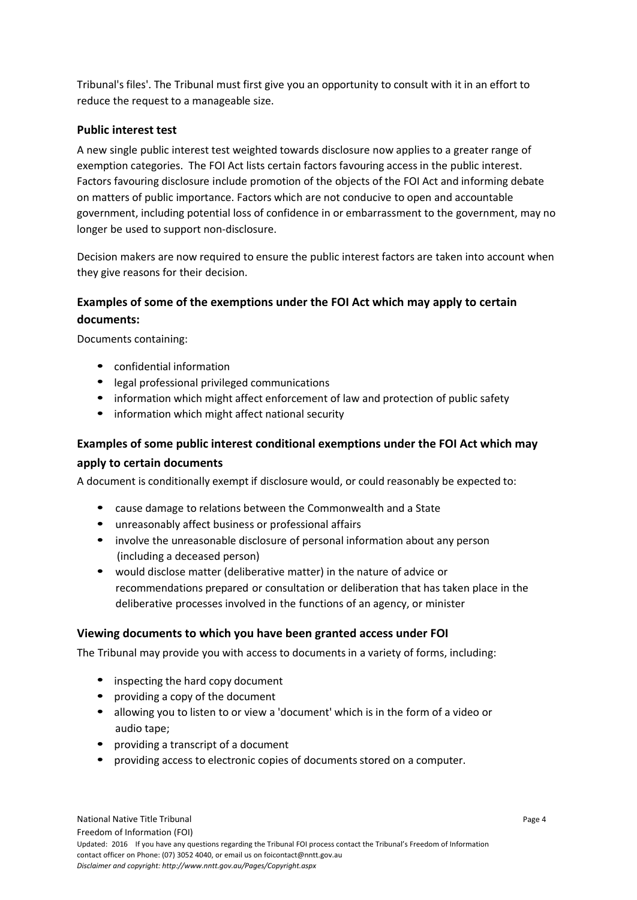Tribunal's files'. The Tribunal must first give you an opportunity to consult with it in an effort to reduce the request to a manageable size.

### Public interest test

A new single public interest test weighted towards disclosure now applies to a greater range of exemption categories. The FOI Act lists certain factors favouring access in the public interest. Factors favouring disclosure include promotion of the objects of the FOI Act and informing debate on matters of public importance. Factors which are not conducive to open and accountable government, including potential loss of confidence in or embarrassment to the government, may no longer be used to support non-disclosure.

Decision makers are now required to ensure the public interest factors are taken into account when they give reasons for their decision.

### Examples of some of the exemptions under the FOI Act which may apply to certain documents:

Documents containing:

- confidential information
- legal professional privileged communications
- information which might affect enforcement of law and protection of public safety
- information which might affect national security

### Examples of some public interest conditional exemptions under the FOI Act which may apply to certain documents

A document is conditionally exempt if disclosure would, or could reasonably be expected to:

- cause damage to relations between the Commonwealth and a State
- unreasonably affect business or professional affairs
- involve the unreasonable disclosure of personal information about any person (including a deceased person)
- would disclose matter (deliberative matter) in the nature of advice or recommendations prepared or consultation or deliberation that has taken place in the deliberative processes involved in the functions of an agency, or minister

### Viewing documents to which you have been granted access under FOI

The Tribunal may provide you with access to documents in a variety of forms, including:

- inspecting the hard copy document
- providing a copy of the document
- allowing you to listen to or view a 'document' which is in the form of a video or audio tape;
- providing a transcript of a document
- providing access to electronic copies of documents stored on a computer.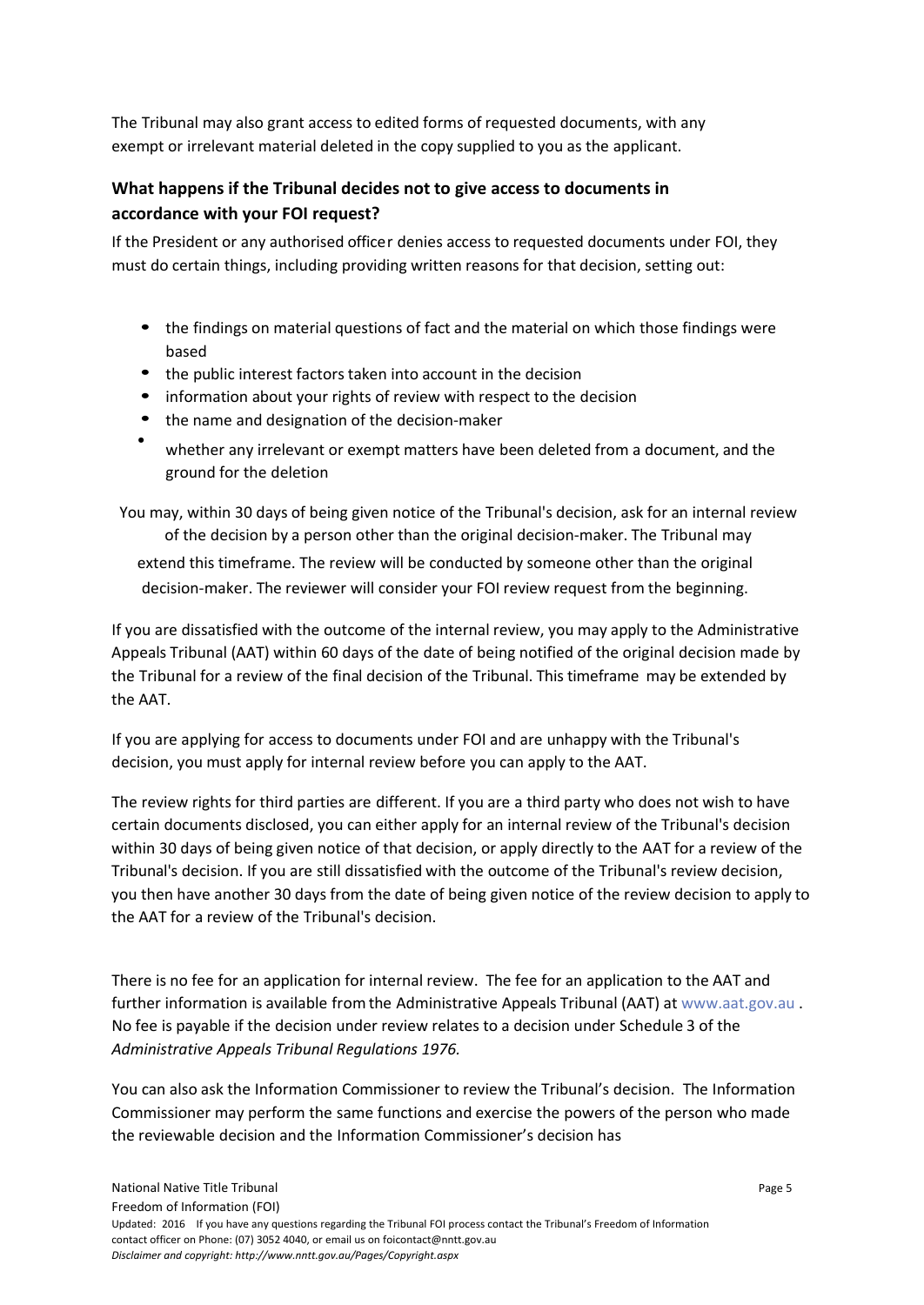The Tribunal may also grant access to edited forms of requested documents, with any exempt or irrelevant material deleted in the copy supplied to you as the applicant.

### What happens if the Tribunal decides not to give access to documents in accordance with your FOI request?

If the President or any authorised officer denies access to requested documents under FOI, they must do certain things, including providing written reasons for that decision, setting out:

- the findings on material questions of fact and the material on which those findings were based
- the public interest factors taken into account in the decision
- information about your rights of review with respect to the decision
- the name and designation of the decision-maker
- whether any irrelevant or exempt matters have been deleted from a document, and the ground for the deletion

You may, within 30 days of being given notice of the Tribunal's decision, ask for an internal review of the decision by a person other than the original decision-maker. The Tribunal may extend this timeframe. The review will be conducted by someone other than the original decision-maker. The reviewer will consider your FOI review request from the beginning.

If you are dissatisfied with the outcome of the internal review, you may apply to the Administrative Appeals Tribunal (AAT) within 60 days of the date of being notified of the original decision made by the Tribunal for a review of the final decision of the Tribunal. This timeframe may be extended by the AAT.

If you are applying for access to documents under FOI and are unhappy with the Tribunal's decision, you must apply for internal review before you can apply to the AAT.

The review rights for third parties are different. If you are a third party who does not wish to have certain documents disclosed, you can either apply for an internal review of the Tribunal's decision within 30 days of being given notice of that decision, or apply directly to the AAT for a review of the Tribunal's decision. If you are still dissatisfied with the outcome of the Tribunal's review decision, you then have another 30 days from the date of being given notice of the review decision to apply to the AAT for a review of the Tribunal's decision.

There is no fee for an application for internal review. The fee for an application to the AAT and further information is available from the Administrative Appeals Tribunal (AAT) at www.aat.gov.au . No fee is payable if the decision under review relates to a decision under Schedule 3 of the *Administrative Appeals Tribunal Regulations 1976.*

You can also ask the Information Commissioner to review the Tribunal's decision. The Information Commissioner may perform the same functions and exercise the powers of the person who made the reviewable decision and the Information Commissioner's decision has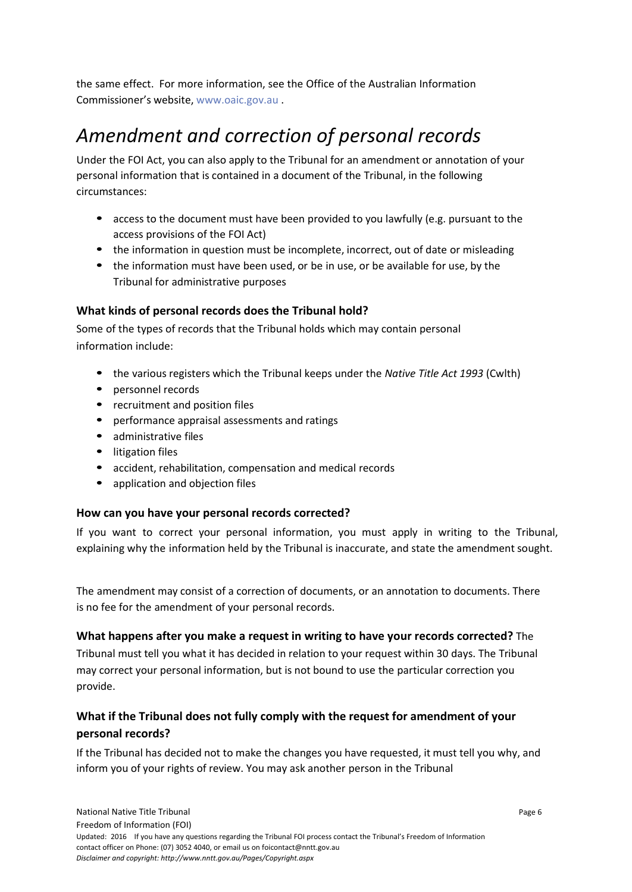the same effect. For more information, see the Office of the Australian Information Commissioner's website, www.oaic.gov.au .

# *Amendment and correction of personal records*

Under the FOI Act, you can also apply to the Tribunal for an amendment or annotation of your personal information that is contained in a document of the Tribunal, in the following circumstances:

- access to the document must have been provided to you lawfully (e.g. pursuant to the access provisions of the FOI Act)
- the information in question must be incomplete, incorrect, out of date or misleading
- the information must have been used, or be in use, or be available for use, by the Tribunal for administrative purposes

### What kinds of personal records does the Tribunal hold?

Some of the types of records that the Tribunal holds which may contain personal information include:

- the various registers which the Tribunal keeps under the *Native Title Act 1993* (Cwlth)
- personnel records
- recruitment and position files
- performance appraisal assessments and ratings
- administrative files
- litigation files
- accident, rehabilitation, compensation and medical records
- application and objection files

### How can you have your personal records corrected?

If you want to correct your personal information, you must apply in writing to the Tribunal, explaining why the information held by the Tribunal is inaccurate, and state the amendment sought.

The amendment may consist of a correction of documents, or an annotation to documents. There is no fee for the amendment of your personal records.

**What happens after you make a request in writing to have your records corrected?** The Tribunal must tell you what it has decided in relation to your request within 30 days. The Tribunal may correct your personal information, but is not bound to use the particular correction you provide.

### What if the Tribunal does not fully comply with the request for amendment of your personal records?

If the Tribunal has decided not to make the changes you have requested, it must tell you why, and inform you of your rights of review. You may ask another person in the Tribunal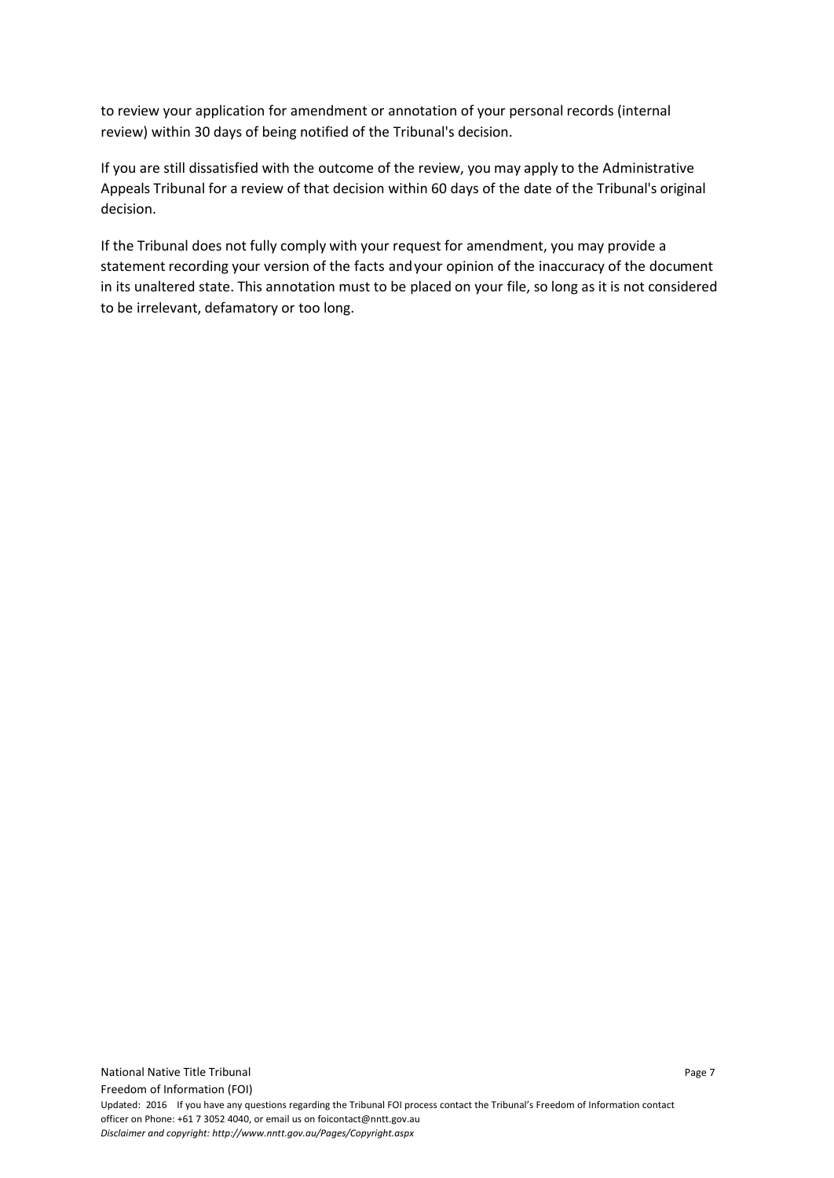to review your application for amendment or annotation of your personal records (internal review) within 30 days of being notified of the Tribunal's decision.

If you are still dissatisfied with the outcome of the review, you may apply to the Administrative Appeals Tribunal for a review of that decision within 60 days of the date of the Tribunal's original decision.

If the Tribunal does not fully comply with your request for amendment, you may provide a statement recording your version of the facts and your opinion of the inaccuracy of the document in its unaltered state. This annotation must to be placed on your file, so long as it is not considered to be irrelevant, defamatory or too long.